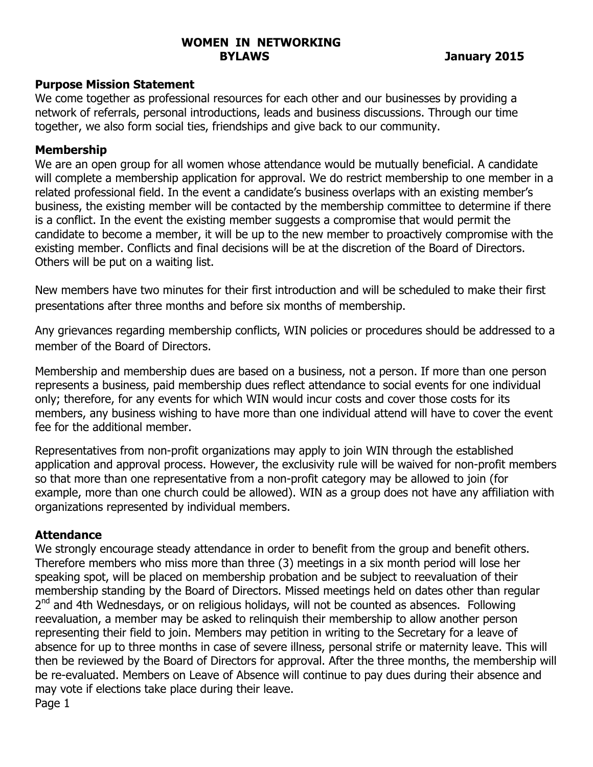# WOMEN IN NETWORKING BYLAWS

January 2015

## Purpose Mission Statement

We come together as professional resources for each other and our businesses by providing a network of referrals, personal introductions, leads and business discussions. Through our time together, we also form social ties, friendships and give back to our community.

## Membership

We are an open group for all women whose attendance would be mutually beneficial. A candidate will complete a membership application for approval. We do restrict membership to one member in a related professional field. In the event a candidate's business overlaps with an existing member's business, the existing member will be contacted by the membership committee to determine if there is a conflict. In the event the existing member suggests a compromise that would permit the candidate to become a member, it will be up to the new member to proactively compromise with the existing member. Conflicts and final decisions will be at the discretion of the Board of Directors. Others will be put on a waiting list.

New members have two minutes for their first introduction and will be scheduled to make their first presentations after three months and before six months of membership.

Any grievances regarding membership conflicts, WIN policies or procedures should be addressed to a member of the Board of Directors.

Membership and membership dues are based on a business, not a person. If more than one person represents a business, paid membership dues reflect attendance to social events for one individual only; therefore, for any events for which WIN would incur costs and cover those costs for its members, any business wishing to have more than one individual attend will have to cover the event fee for the additional member.

Representatives from non-profit organizations may apply to join WIN through the established application and approval process. However, the exclusivity rule will be waived for non-profit members so that more than one representative from a non-profit category may be allowed to join (for example, more than one church could be allowed). WIN as a group does not have any affiliation with organizations represented by individual members.

## Attendance

We strongly encourage steady attendance in order to benefit from the group and benefit others. Therefore members who miss more than three (3) meetings in a six month period will lose her speaking spot, will be placed on membership probation and be subject to reevaluation of their membership standing by the Board of Directors. Missed meetings held on dates other than regular 2nd and 4th Wednesdays, or on religious holidays, will not be counted as absences. Following reevaluation, a member may be asked to relinquish their membership to allow another person representing their field to join. Members may petition in writing to the Secretary for a leave of absence for up to three months in case of severe illness, personal strife or maternity leave. This will then be reviewed by the Board of Directors for approval. After the three months, the membership will be re-evaluated. Members on Leave of Absence will continue to pay dues during their absence and may vote if elections take place during their leave.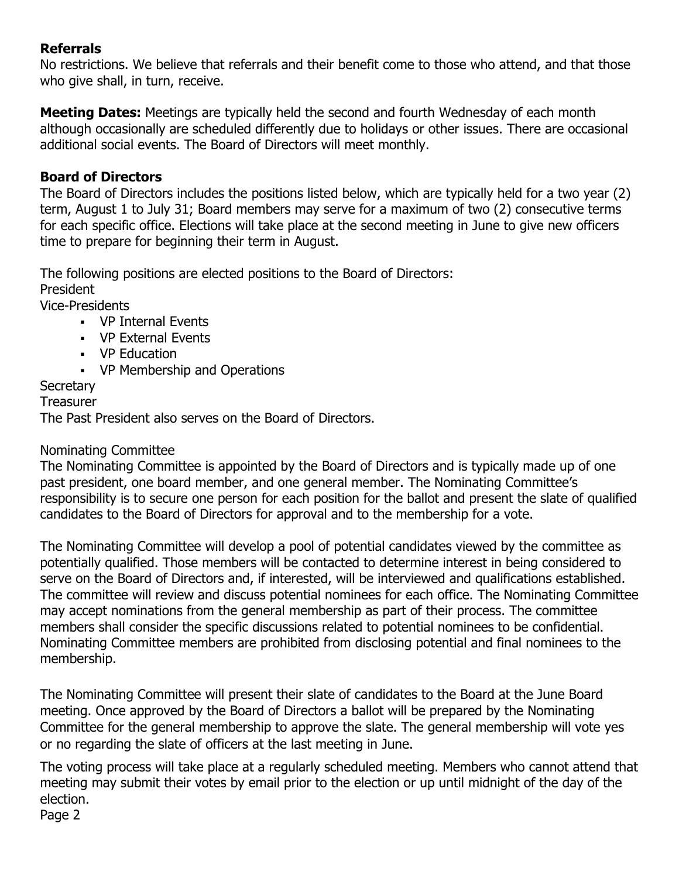**Referrals**
No restrictions. We believe that referrals and their benefit come to those who attend, and that those who give shall, in turn, receive.

**Meeting Dates:** Meetings are typically held the second and fourth Wednesday of each month although occasionally are scheduled differently due to holidays or other issues. There are occasional additional social events. The Board of Directors will meet monthly.

**Board of Directors**
The Board of Directors includes the positions listed below, which are typically held for a two year (2) term, August 1 to July 31; Board members may serve for a maximum of two (2) consecutive terms for each specific office. Elections will take place at the second meeting in June to give new officers time to prepare for beginning their term in August.

The following positions are elected positions to the Board of Directors:
President
Vice-Presidents

- VP Internal Events
- VP External Events
- VP Education
- VP Membership and Operations

Secretary
Treasurer
The Past President also serves on the Board of Directors.

Nominating Committee
The Nominating Committee is appointed by the Board of Directors and is typically made up of one past president, one board member, and one general member. The Nominating Committee's responsibility is to secure one person for each position for the ballot and present the slate of qualified candidates to the Board of Directors for approval and to the membership for a vote.

The Nominating Committee will develop a pool of potential candidates viewed by the committee as potentially qualified. Those members will be contacted to determine interest in being considered to serve on the Board of Directors and, if interested, will be interviewed and qualifications established. The committee will review and discuss potential nominees for each office. The Nominating Committee may accept nominations from the general membership as part of their process. The committee members shall consider the specific discussions related to potential nominees to be confidential. Nominating Committee members are prohibited from disclosing potential and final nominees to the membership.

The Nominating Committee will present their slate of candidates to the Board at the June Board meeting. Once approved by the Board of Directors a ballot will be prepared by the Nominating Committee for the general membership to approve the slate. The general membership will vote yes or no regarding the slate of officers at the last meeting in June.

The voting process will take place at a regularly scheduled meeting. Members who cannot attend that meeting may submit their votes by email prior to the election or up until midnight of the day of the election.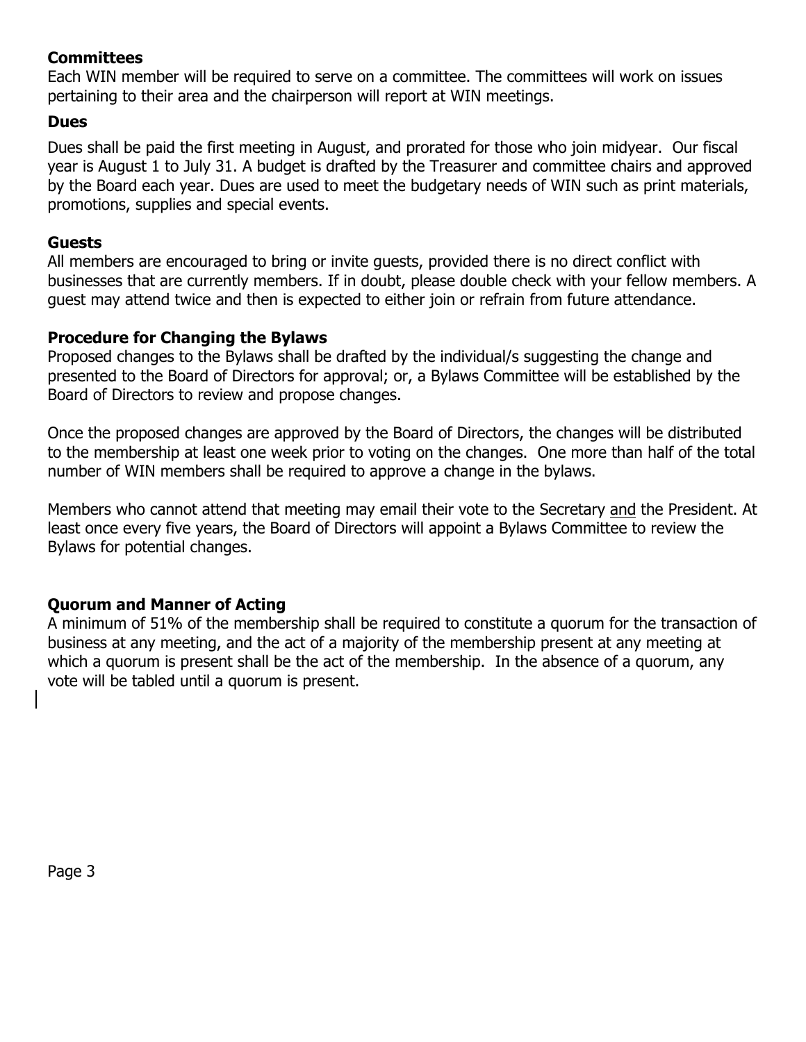### Committees

Each WIN member will be required to serve on a committee. The committees will work on issues pertaining to their area and the chairperson will report at WIN meetings.

### Dues

Dues shall be paid the first meeting in August, and prorated for those who join midyear. Our fiscal year is August 1 to July 31. A budget is drafted by the Treasurer and committee chairs and approved by the Board each year. Dues are used to meet the budgetary needs of WIN such as print materials, promotions, supplies and special events.

### Guests

All members are encouraged to bring or invite guests, provided there is no direct conflict with businesses that are currently members. If in doubt, please double check with your fellow members. A guest may attend twice and then is expected to either join or refrain from future attendance.

### Procedure for Changing the Bylaws

Proposed changes to the Bylaws shall be drafted by the individual/s suggesting the change and presented to the Board of Directors for approval; or, a Bylaws Committee will be established by the Board of Directors to review and propose changes.

Once the proposed changes are approved by the Board of Directors, the changes will be distributed to the membership at least one week prior to voting on the changes. One more than half of the total number of WIN members shall be required to approve a change in the bylaws.

Members who cannot attend that meeting may email their vote to the Secretary <u>and</u> the President. At least once every five years, the Board of Directors will appoint a Bylaws Committee to review the Bylaws for potential changes.

### Quorum and Manner of Acting

A minimum of 51% of the membership shall be required to constitute a quorum for the transaction of business at any meeting, and the act of a majority of the membership present at any meeting at which a quorum is present shall be the act of the membership. In the absence of a quorum, any vote will be tabled until a quorum is present.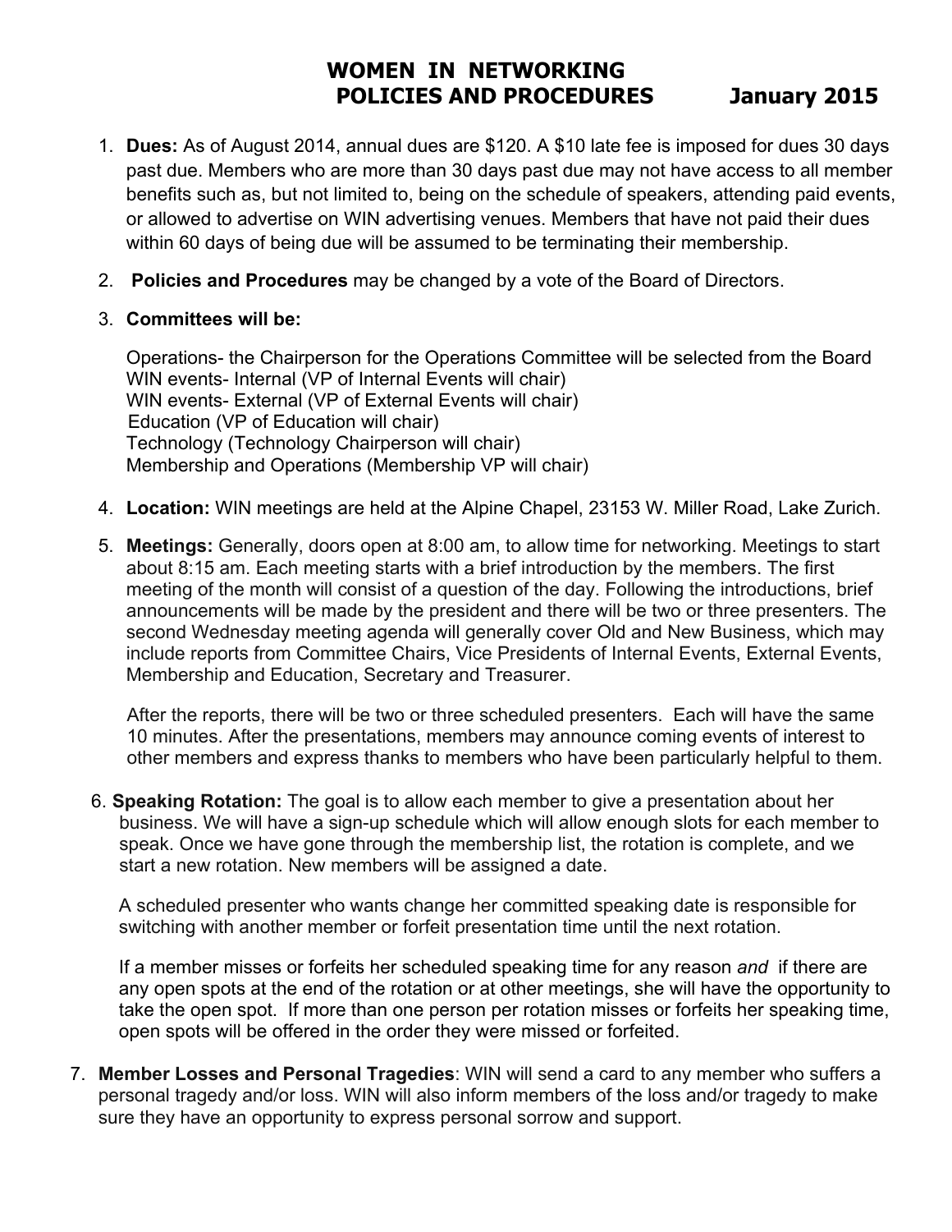# WOMEN IN NETWORKING POLICIES AND PROCEDURES January 2015

1. **Dues:** As of August 2014, annual dues are $120. A $10 late fee is imposed for dues 30 days past due. Members who are more than 30 days past due may not have access to all member benefits such as, but not limited to, being on the schedule of speakers, attending paid events, or allowed to advertise on WIN advertising venues. Members that have not paid their dues within 60 days of being due will be assumed to be terminating their membership.

2. **Policies and Procedures** may be changed by a vote of the Board of Directors.

3. **Committees will be:**

   Operations- the Chairperson for the Operations Committee will be selected from the Board
   WIN events- Internal (VP of Internal Events will chair)
   WIN events- External (VP of External Events will chair)
   Education (VP of Education will chair)
   Technology (Technology Chairperson will chair)
   Membership and Operations (Membership VP will chair)

4. **Location:** WIN meetings are held at the Alpine Chapel, 23153 W. Miller Road, Lake Zurich.

5. **Meetings:** Generally, doors open at 8:00 am, to allow time for networking. Meetings to start about 8:15 am. Each meeting starts with a brief introduction by the members. The first meeting of the month will consist of a question of the day. Following the introductions, brief announcements will be made by the president and there will be two or three presenters. The second Wednesday meeting agenda will generally cover Old and New Business, which may include reports from Committee Chairs, Vice Presidents of Internal Events, External Events, Membership and Education, Secretary and Treasurer.

   After the reports, there will be two or three scheduled presenters. Each will have the same 10 minutes. After the presentations, members may announce coming events of interest to other members and express thanks to members who have been particularly helpful to them.

6. **Speaking Rotation:** The goal is to allow each member to give a presentation about her business. We will have a sign-up schedule which will allow enough slots for each member to speak. Once we have gone through the membership list, the rotation is complete, and we start a new rotation. New members will be assigned a date.

   A scheduled presenter who wants change her committed speaking date is responsible for switching with another member or forfeit presentation time until the next rotation.

   If a member misses or forfeits her scheduled speaking time for any reason *and* if there are any open spots at the end of the rotation or at other meetings, she will have the opportunity to take the open spot. If more than one person per rotation misses or forfeits her speaking time, open spots will be offered in the order they were missed or forfeited.

7. **Member Losses and Personal Tragedies**: WIN will send a card to any member who suffers a personal tragedy and/or loss. WIN will also inform members of the loss and/or tragedy to make sure they have an opportunity to express personal sorrow and support.